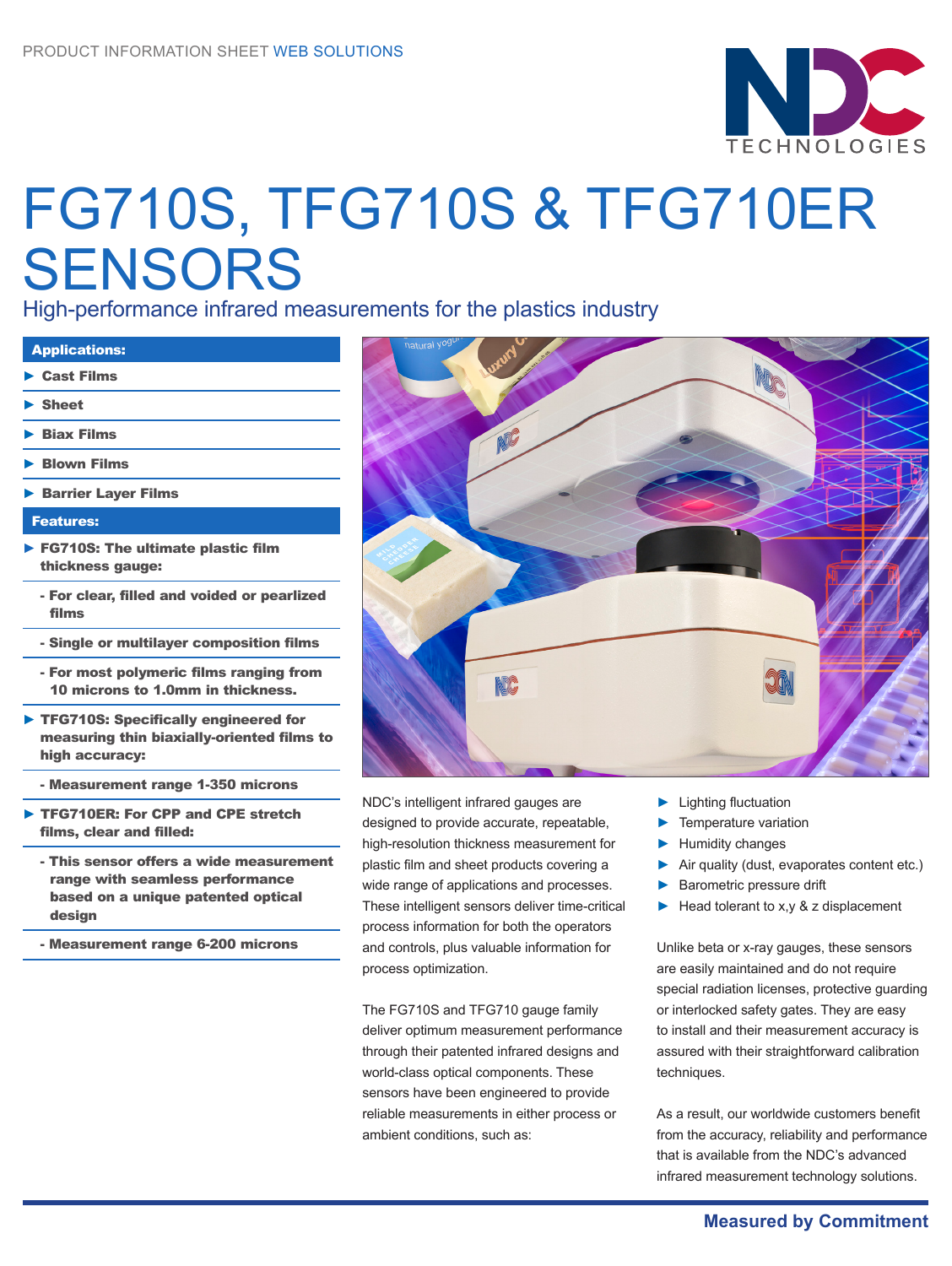PRODUCT INFORMATION SHEET WEB SOLUTIONS

# FG710S, TFG710S & TFG710ER SENSORS

## High-performance infrared measurements for the plastics industry

**Applications:**

- **Cast Films**
- **Sheet**
- **Biax Films**
- **Blown Films**
- **Barrier Layer Films**

**Features:**

- **FG710S: The ultimate plastic film thickness gauge:**
  - **For clear, filled and voided or pearlized films**
  - **Single or multilayer composition films**
  - **For most polymeric films ranging from 10 microns to 1.0mm in thickness.**
- **TFG710S: Specifically engineered for measuring thin biaxially-oriented films to high accuracy:**
  - **Measurement range 1-350 microns**
- **TFG710ER: For CPP and CPE stretch films, clear and filled:**
  - **This sensor offers a wide measurement range with seamless performance based on a unique patented optical design**
  - **Measurement range 6-200 microns**

NDC's intelligent infrared gauges are designed to provide accurate, repeatable, high-resolution thickness measurement for plastic film and sheet products covering a wide range of applications and processes. These intelligent sensors deliver time-critical process information for both the operators and controls, plus valuable information for process optimization.

The FG710S and TFG710 gauge family deliver optimum measurement performance through their patented infrared designs and world-class optical components. These sensors have been engineered to provide reliable measurements in either process or ambient conditions, such as:

- Lighting fluctuation
- Temperature variation
- Humidity changes
- Air quality (dust, evaporates content etc.)
- Barometric pressure drift
- Head tolerant to x,y & z displacement

Unlike beta or x-ray gauges, these sensors are easily maintained and do not require special radiation licenses, protective guarding or interlocked safety gates. They are easy to install and their measurement accuracy is assured with their straightforward calibration techniques.

As a result, our worldwide customers benefit from the accuracy, reliability and performance that is available from the NDC's advanced infrared measurement technology solutions.

**Measured by Commitment**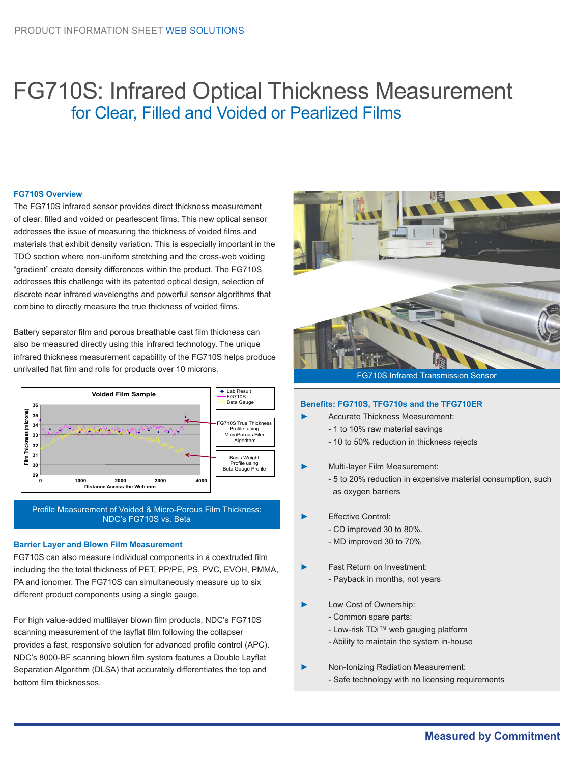PRODUCT INFORMATION SHEET WEB SOLUTIONS

# FG710S: Infrared Optical Thickness Measurement

## for Clear, Filled and Voided or Pearlized Films

### FG710S Overview

The FG710S infrared sensor provides direct thickness measurement of clear, filled and voided or pearlescent films. This new optical sensor addresses the issue of measuring the thickness of voided films and materials that exhibit density variation. This is especially important in the TDO section where non-uniform stretching and the cross-web voiding "gradient" create density differences within the product. The FG710S addresses this challenge with its patented optical design, selection of discrete near infrared wavelengths and powerful sensor algorithms that combine to directly measure the true thickness of voided films.

Battery separator film and porous breathable cast film thickness can also be measured directly using this infrared technology. The unique infrared thickness measurement capability of the FG710S helps produce unrivalled flat film and rolls for products over 10 microns.

Voided Film Sample

Film Thickness (microns) / Distance Across the Web mm

Legend: Lab Result, FG710S, Beta Gauge

FG710S True Thickness Profile using MicroPorous Film Algorithm

Basis Weight Profile using Beta Gauge Profile

Profile Measurement of Voided & Micro-Porous Film Thickness: NDC's FG710S vs. Beta

### Barrier Layer and Blown Film Measurement

FG710S can also measure individual components in a coextruded film including the the total thickness of PET, PP/PE, PS, PVC, EVOH, PMMA, PA and ionomer. The FG710S can simultaneously measure up to six different product components using a single gauge.

For high value-added multilayer blown film products, NDC's FG710S scanning measurement of the layflat film following the collapser provides a fast, responsive solution for advanced profile control (APC). NDC's 8000-BF scanning blown film system features a Double Layflat Separation Algorithm (DLSA) that accurately differentiates the top and bottom film thicknesses.

FG710S Infrared Transmission Sensor

### Benefits: FG710S, TFG710s and the TFG710ER

- Accurate Thickness Measurement:
  - 1 to 10% raw material savings
  - 10 to 50% reduction in thickness rejects
- Multi-layer Film Measurement:
  - 5 to 20% reduction in expensive material consumption, such as oxygen barriers
- Effective Control:
  - CD improved 30 to 80%.
  - MD improved 30 to 70%
- Fast Return on Investment:
  - Payback in months, not years
- Low Cost of Ownership:
  - Common spare parts:
  - Low-risk TDi™ web gauging platform
  - Ability to maintain the system in-house
- Non-Ionizing Radiation Measurement:
  - Safe technology with no licensing requirements

Measured by Commitment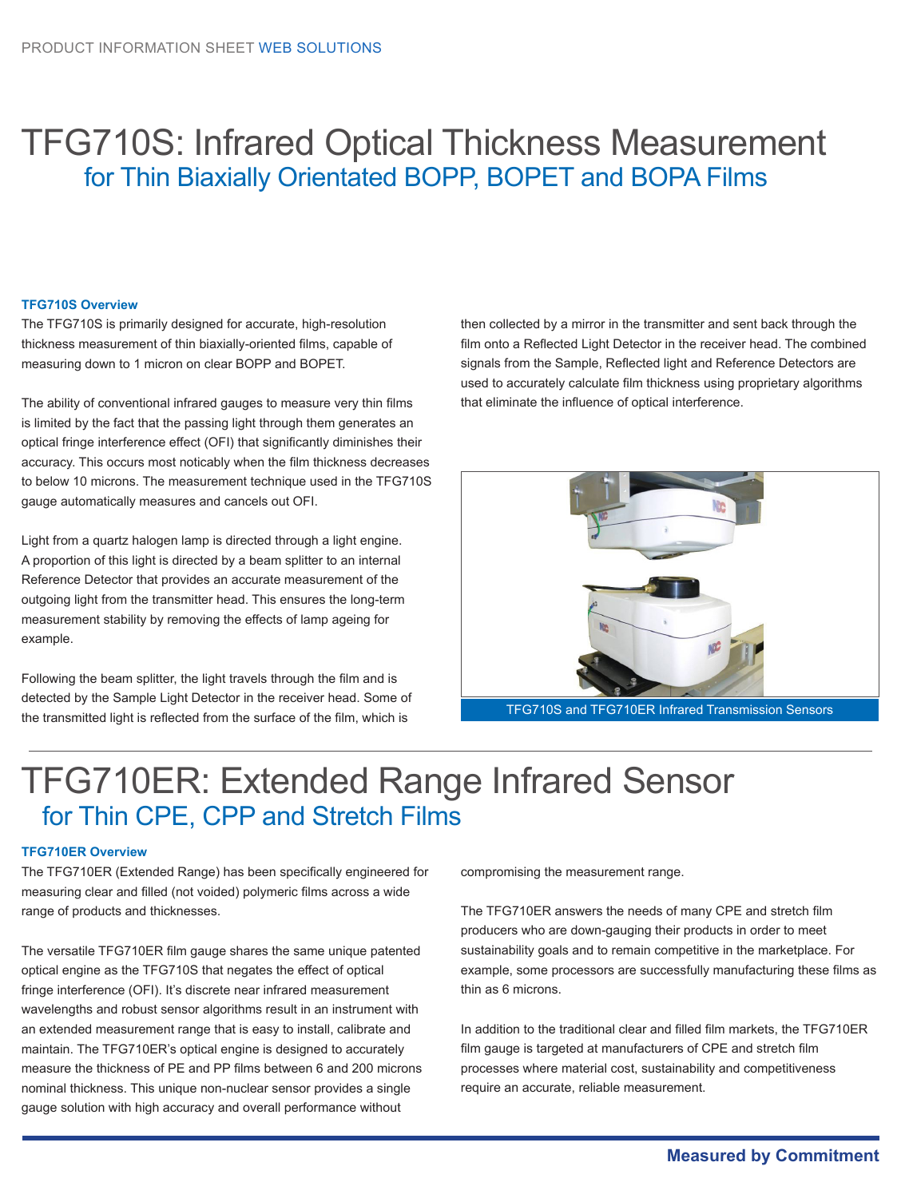PRODUCT INFORMATION SHEET WEB SOLUTIONS

# TFG710S: Infrared Optical Thickness Measurement
## for Thin Biaxially Orientated BOPP, BOPET and BOPA Films

### TFG710S Overview

The TFG710S is primarily designed for accurate, high-resolution thickness measurement of thin biaxially-oriented films, capable of measuring down to 1 micron on clear BOPP and BOPET.

The ability of conventional infrared gauges to measure very thin films is limited by the fact that the passing light through them generates an optical fringe interference effect (OFI) that significantly diminishes their accuracy. This occurs most noticably when the film thickness decreases to below 10 microns. The measurement technique used in the TFG710S gauge automatically measures and cancels out OFI.

Light from a quartz halogen lamp is directed through a light engine. A proportion of this light is directed by a beam splitter to an internal Reference Detector that provides an accurate measurement of the outgoing light from the transmitter head. This ensures the long-term measurement stability by removing the effects of lamp ageing for example.

Following the beam splitter, the light travels through the film and is detected by the Sample Light Detector in the receiver head. Some of the transmitted light is reflected from the surface of the film, which is then collected by a mirror in the transmitter and sent back through the film onto a Reflected Light Detector in the receiver head. The combined signals from the Sample, Reflected light and Reference Detectors are used to accurately calculate film thickness using proprietary algorithms that eliminate the influence of optical interference.

TFG710S and TFG710ER Infrared Transmission Sensors

# TFG710ER: Extended Range Infrared Sensor
## for Thin CPE, CPP and Stretch Films

### TFG710ER Overview

The TFG710ER (Extended Range) has been specifically engineered for measuring clear and filled (not voided) polymeric films across a wide range of products and thicknesses.

The versatile TFG710ER film gauge shares the same unique patented optical engine as the TFG710S that negates the effect of optical fringe interference (OFI). It's discrete near infrared measurement wavelengths and robust sensor algorithms result in an instrument with an extended measurement range that is easy to install, calibrate and maintain. The TFG710ER's optical engine is designed to accurately measure the thickness of PE and PP films between 6 and 200 microns nominal thickness. This unique non-nuclear sensor provides a single gauge solution with high accuracy and overall performance without compromising the measurement range.

The TFG710ER answers the needs of many CPE and stretch film producers who are down-gauging their products in order to meet sustainability goals and to remain competitive in the marketplace. For example, some processors are successfully manufacturing these films as thin as 6 microns.

In addition to the traditional clear and filled film markets, the TFG710ER film gauge is targeted at manufacturers of CPE and stretch film processes where material cost, sustainability and competitiveness require an accurate, reliable measurement.

**Measured by Commitment**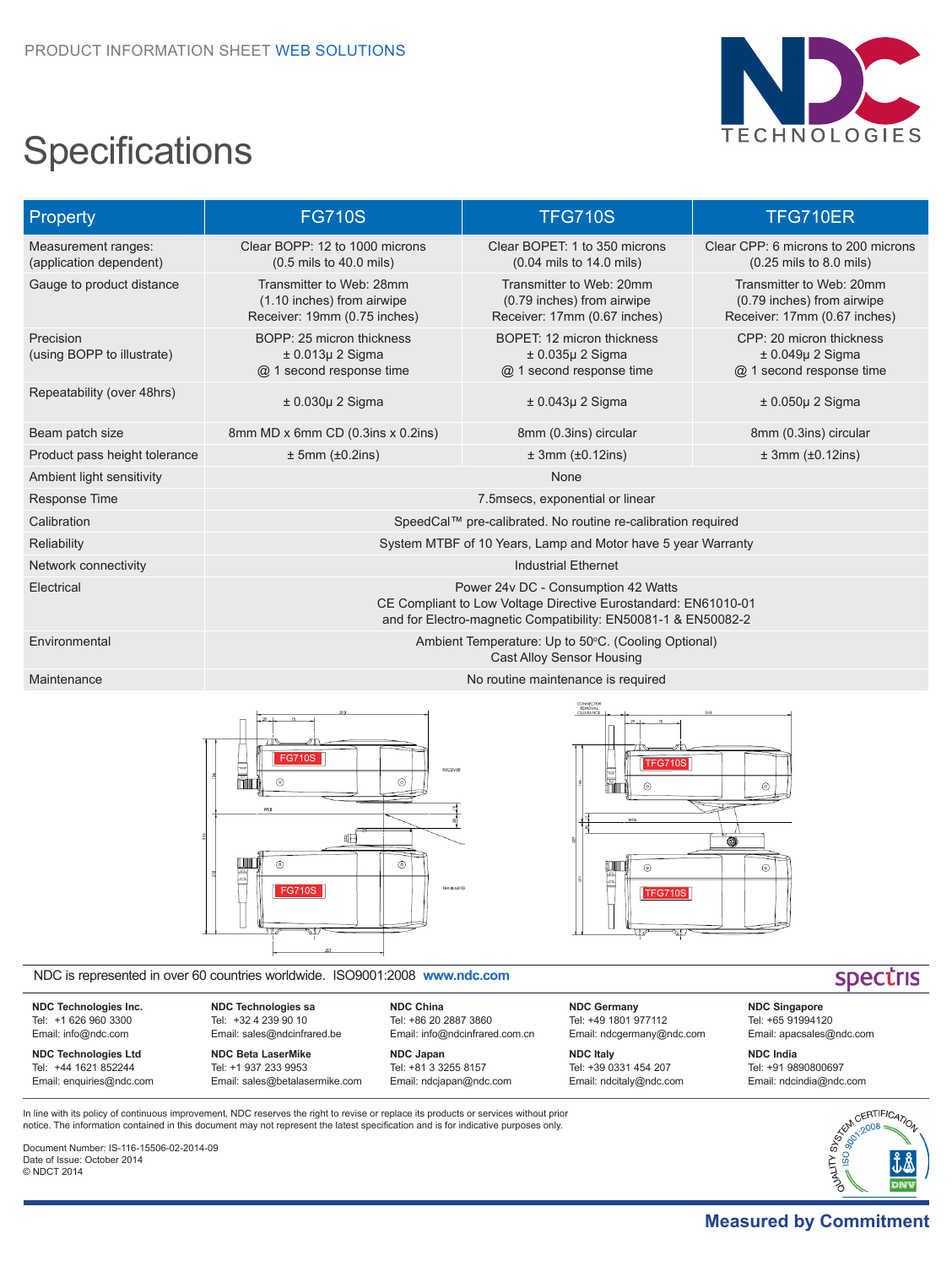PRODUCT INFORMATION SHEET WEB SOLUTIONS

# Specifications

| Property | FG710S | TFG710S | TFG710ER |
|---|---|---|---|
| Measurement ranges: (application dependent) | Clear BOPP: 12 to 1000 microns (0.5 mils to 40.0 mils) | Clear BOPET: 1 to 350 microns (0.04 mils to 14.0 mils) | Clear CPP: 6 microns to 200 microns (0.25 mils to 8.0 mils) |
| Gauge to product distance | Transmitter to Web: 28mm (1.10 inches) from airwipe Receiver: 19mm (0.75 inches) | Transmitter to Web: 20mm (0.79 inches) from airwipe Receiver: 17mm (0.67 inches) | Transmitter to Web: 20mm (0.79 inches) from airwipe Receiver: 17mm (0.67 inches) |
| Precision (using BOPP to illustrate) | BOPP: 25 micron thickness ± 0.013μ 2 Sigma @ 1 second response time | BOPET: 12 micron thickness ± 0.035μ 2 Sigma @ 1 second response time | CPP: 20 micron thickness ± 0.049μ 2 Sigma @ 1 second response time |
| Repeatability (over 48hrs) | ± 0.030μ 2 Sigma | ± 0.043μ 2 Sigma | ± 0.050μ 2 Sigma |
| Beam patch size | 8mm MD x 6mm CD (0.3ins x 0.2ins) | 8mm (0.3ins) circular | 8mm (0.3ins) circular |
| Product pass height tolerance | ± 5mm (±0.2ins) | ± 3mm (±0.12ins) | ± 3mm (±0.12ins) |
| Ambient light sensitivity | None | | |
| Response Time | 7.5msecs, exponential or linear | | |
| Calibration | SpeedCal™ pre-calibrated. No routine re-calibration required | | |
| Reliability | System MTBF of 10 Years, Lamp and Motor have 5 year Warranty | | |
| Network connectivity | Industrial Ethernet | | |
| Electrical | Power 24v DC - Consumption 42 Watts CE Compliant to Low Voltage Directive Eurostandard: EN61010-01 and for Electro-magnetic Compatibility: EN50081-1 & EN50082-2 | | |
| Environmental | Ambient Temperature: Up to 50°C. (Cooling Optional) Cast Alloy Sensor Housing | | |
| Maintenance | No routine maintenance is required | | |

FG710S

FG710S

TFG710S

TFG710S

NDC is represented in over 60 countries worldwide. ISO9001:2008 **www.ndc.com**

**NDC Technologies Inc.**
Tel: +1 626 960 3300
Email: info@ndc.com

**NDC Technologies Ltd**
Tel: +44 1621 852244
Email: enquiries@ndc.com

**NDC Technologies sa**
Tel: +32 4 239 90 10
Email: sales@ndcinfrared.be

**NDC Beta LaserMike**
Tel: +1 937 233 9953
Email: sales@betalasermike.com

**NDC China**
Tel: +86 20 2887 3860
Email: info@ndcinfrared.com.cn

**NDC Japan**
Tel: +81 3 3255 8157
Email: ndcjapan@ndc.com

**NDC Germany**
Tel: +49 1801 977112
Email: ndcgermany@ndc.com

**NDC Italy**
Tel: +39 0331 454 207
Email: ndcitaly@ndc.com

**NDC Singapore**
Tel: +65 91994120
Email: apacsales@ndc.com

**NDC India**
Tel: +91 9890800697
Email: ndcindia@ndc.com

In line with its policy of continuous improvement, NDC reserves the right to revise or replace its products or services without prior notice. The information contained in this document may not represent the latest specification and is for indicative purposes only.

Document Number: IS-116-15506-02-2014-09
Date of Issue: October 2014
© NDCT 2014

**Measured by Commitment**